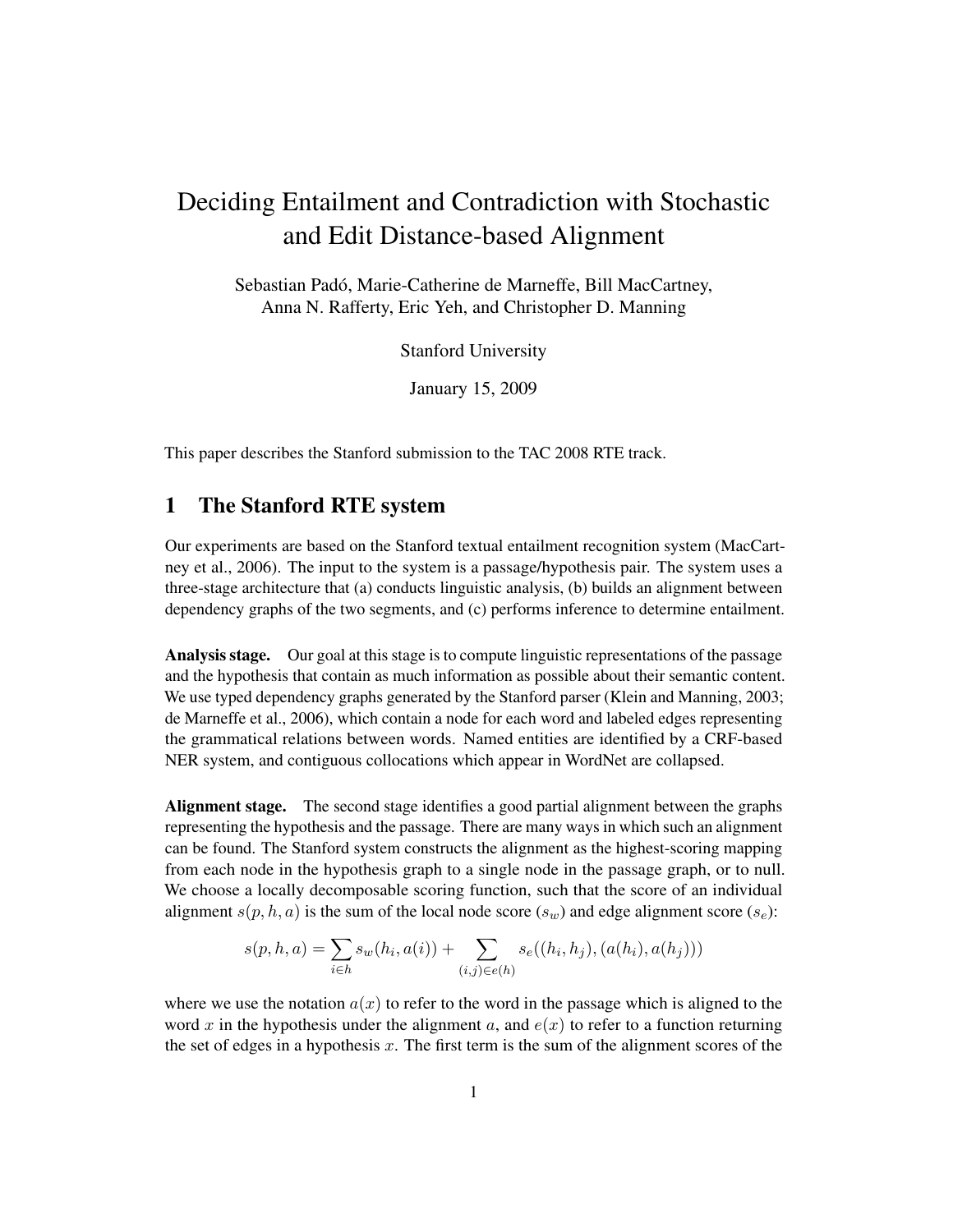# Deciding Entailment and Contradiction with Stochastic and Edit Distance-based Alignment

Sebastian Padó, Marie-Catherine de Marneffe, Bill MacCartney, Anna N. Rafferty, Eric Yeh, and Christopher D. Manning

Stanford University

January 15, 2009

This paper describes the Stanford submission to the TAC 2008 RTE track.

## 1 The Stanford RTE system

Our experiments are based on the Stanford textual entailment recognition system (MacCartney et al., 2006). The input to the system is a passage/hypothesis pair. The system uses a three-stage architecture that (a) conducts linguistic analysis, (b) builds an alignment between dependency graphs of the two segments, and (c) performs inference to determine entailment.

**Analysis stage.** Our goal at this stage is to compute linguistic representations of the passage and the hypothesis that contain as much information as possible about their semantic content. We use typed dependency graphs generated by the Stanford parser (Klein and Manning, 2003; de Marneffe et al., 2006), which contain a node for each word and labeled edges representing the grammatical relations between words. Named entities are identified by a CRF-based NER system, and contiguous collocations which appear in WordNet are collapsed.

**Alignment stage.** The second stage identifies a good partial alignment between the graphs representing the hypothesis and the passage. There are many ways in which such an alignment can be found. The Stanford system constructs the alignment as the highest-scoring mapping from each node in the hypothesis graph to a single node in the passage graph, or to null. We choose a locally decomposable scoring function, such that the score of an individual alignment $s(p, h, a)$ is the sum of the local node score ($s_w$) and edge alignment score ($s_e$):

$$s(p, h, a) = \sum_{i \in h} s_w(h_i, a(i)) + \sum_{(i,j) \in e(h)} s_e((h_i, h_j), (a(h_i), a(h_j)))$$

where we use the notation $a(x)$ to refer to the word in the passage which is aligned to the word $x$ in the hypothesis under the alignment $a$, and $e(x)$ to refer to a function returning the set of edges in a hypothesis $x$. The first term is the sum of the alignment scores of the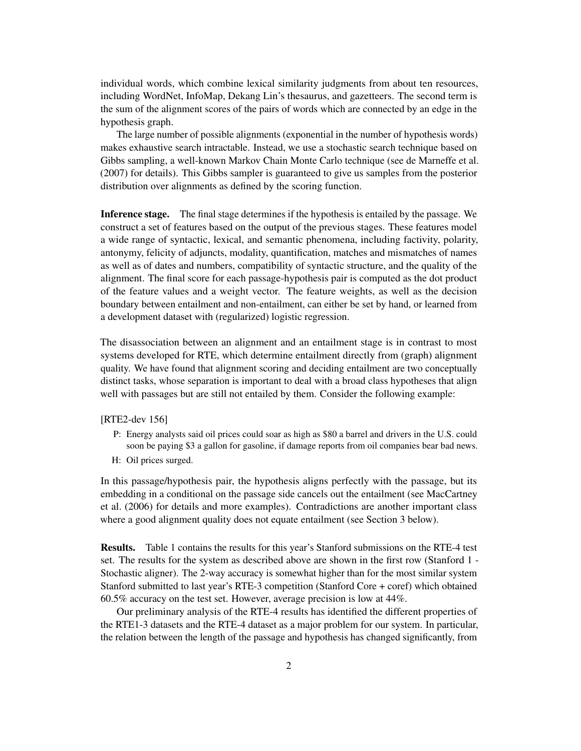individual words, which combine lexical similarity judgments from about ten resources, including WordNet, InfoMap, Dekang Lin's thesaurus, and gazetteers. The second term is the sum of the alignment scores of the pairs of words which are connected by an edge in the hypothesis graph.

The large number of possible alignments (exponential in the number of hypothesis words) makes exhaustive search intractable. Instead, we use a stochastic search technique based on Gibbs sampling, a well-known Markov Chain Monte Carlo technique (see de Marneffe et al. (2007) for details). This Gibbs sampler is guaranteed to give us samples from the posterior distribution over alignments as defined by the scoring function.

**Inference stage.** The final stage determines if the hypothesis is entailed by the passage. We construct a set of features based on the output of the previous stages. These features model a wide range of syntactic, lexical, and semantic phenomena, including factivity, polarity, antonymy, felicity of adjuncts, modality, quantification, matches and mismatches of names as well as of dates and numbers, compatibility of syntactic structure, and the quality of the alignment. The final score for each passage-hypothesis pair is computed as the dot product of the feature values and a weight vector. The feature weights, as well as the decision boundary between entailment and non-entailment, can either be set by hand, or learned from a development dataset with (regularized) logistic regression.

The disassociation between an alignment and an entailment stage is in contrast to most systems developed for RTE, which determine entailment directly from (graph) alignment quality. We have found that alignment scoring and deciding entailment are two conceptually distinct tasks, whose separation is important to deal with a broad class hypotheses that align well with passages but are still not entailed by them. Consider the following example:

[RTE2-dev 156]

P: Energy analysts said oil prices could soar as high as $80 a barrel and drivers in the U.S. could soon be paying $3 a gallon for gasoline, if damage reports from oil companies bear bad news.

H: Oil prices surged.

In this passage/hypothesis pair, the hypothesis aligns perfectly with the passage, but its embedding in a conditional on the passage side cancels out the entailment (see MacCartney et al. (2006) for details and more examples). Contradictions are another important class where a good alignment quality does not equate entailment (see Section 3 below).

**Results.** Table 1 contains the results for this year's Stanford submissions on the RTE-4 test set. The results for the system as described above are shown in the first row (Stanford 1 - Stochastic aligner). The 2-way accuracy is somewhat higher than for the most similar system Stanford submitted to last year's RTE-3 competition (Stanford Core + coref) which obtained 60.5% accuracy on the test set. However, average precision is low at 44%.

Our preliminary analysis of the RTE-4 results has identified the different properties of the RTE1-3 datasets and the RTE-4 dataset as a major problem for our system. In particular, the relation between the length of the passage and hypothesis has changed significantly, from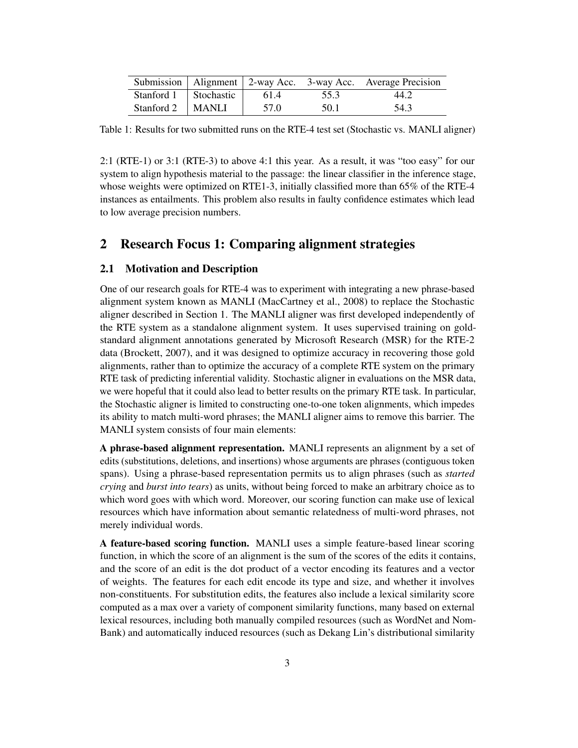| Submission | Alignment | 2-way Acc. | 3-way Acc. | Average Precision |
|---|---|---|---|---|
| Stanford 1 | Stochastic | 61.4 | 55.3 | 44.2 |
| Stanford 2 | MANLI | 57.0 | 50.1 | 54.3 |

Table 1: Results for two submitted runs on the RTE-4 test set (Stochastic vs. MANLI aligner)

2:1 (RTE-1) or 3:1 (RTE-3) to above 4:1 this year. As a result, it was "too easy" for our system to align hypothesis material to the passage: the linear classifier in the inference stage, whose weights were optimized on RTE1-3, initially classified more than 65% of the RTE-4 instances as entailments. This problem also results in faulty confidence estimates which lead to low average precision numbers.

## 2 Research Focus 1: Comparing alignment strategies

### 2.1 Motivation and Description

One of our research goals for RTE-4 was to experiment with integrating a new phrase-based alignment system known as MANLI (MacCartney et al., 2008) to replace the Stochastic aligner described in Section 1. The MANLI aligner was first developed independently of the RTE system as a standalone alignment system. It uses supervised training on gold-standard alignment annotations generated by Microsoft Research (MSR) for the RTE-2 data (Brockett, 2007), and it was designed to optimize accuracy in recovering those gold alignments, rather than to optimize the accuracy of a complete RTE system on the primary RTE task of predicting inferential validity. Stochastic aligner in evaluations on the MSR data, we were hopeful that it could also lead to better results on the primary RTE task. In particular, the Stochastic aligner is limited to constructing one-to-one token alignments, which impedes its ability to match multi-word phrases; the MANLI aligner aims to remove this barrier. The MANLI system consists of four main elements:

**A phrase-based alignment representation.** MANLI represents an alignment by a set of edits (substitutions, deletions, and insertions) whose arguments are phrases (contiguous token spans). Using a phrase-based representation permits us to align phrases (such as *started crying* and *burst into tears*) as units, without being forced to make an arbitrary choice as to which word goes with which word. Moreover, our scoring function can make use of lexical resources which have information about semantic relatedness of multi-word phrases, not merely individual words.

**A feature-based scoring function.** MANLI uses a simple feature-based linear scoring function, in which the score of an alignment is the sum of the scores of the edits it contains, and the score of an edit is the dot product of a vector encoding its features and a vector of weights. The features for each edit encode its type and size, and whether it involves non-constituents. For substitution edits, the features also include a lexical similarity score computed as a max over a variety of component similarity functions, many based on external lexical resources, including both manually compiled resources (such as WordNet and NomBank) and automatically induced resources (such as Dekang Lin's distributional similarity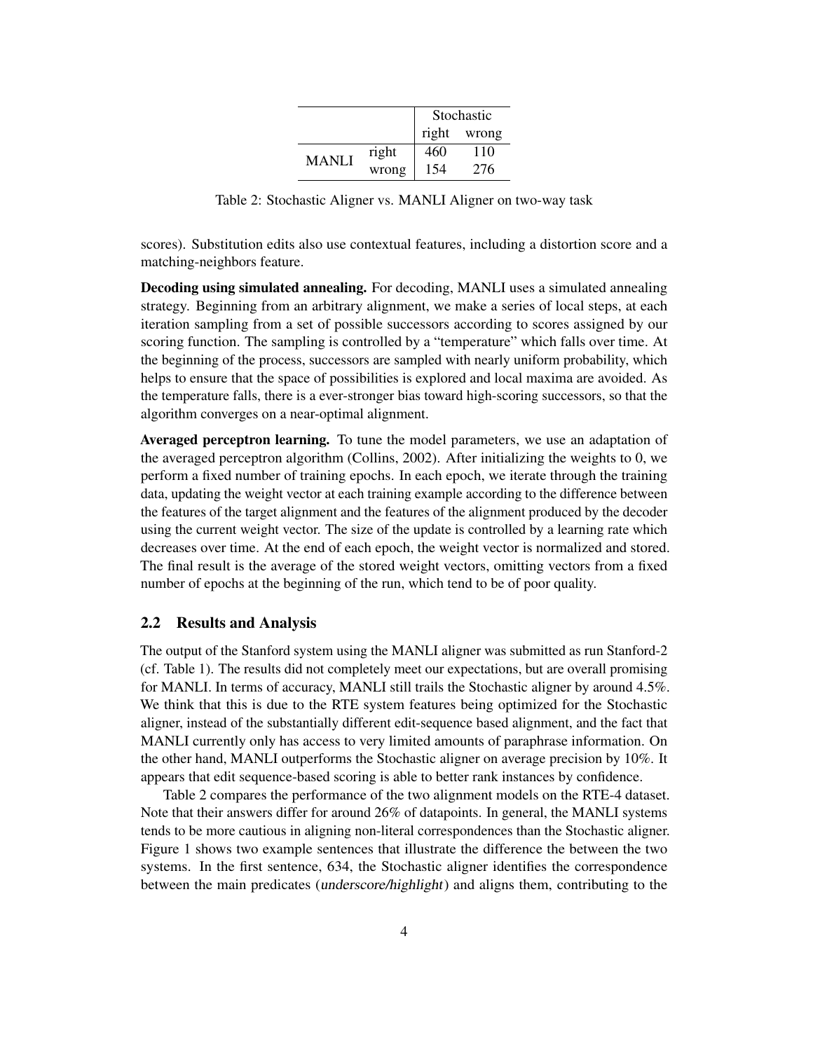| | | Stochastic | |
|---|---|---|---|
| | | right | wrong |
| MANLI | right | 460 | 110 |
| | wrong | 154 | 276 |

Table 2: Stochastic Aligner vs. MANLI Aligner on two-way task

scores). Substitution edits also use contextual features, including a distortion score and a matching-neighbors feature.

**Decoding using simulated annealing.** For decoding, MANLI uses a simulated annealing strategy. Beginning from an arbitrary alignment, we make a series of local steps, at each iteration sampling from a set of possible successors according to scores assigned by our scoring function. The sampling is controlled by a "temperature" which falls over time. At the beginning of the process, successors are sampled with nearly uniform probability, which helps to ensure that the space of possibilities is explored and local maxima are avoided. As the temperature falls, there is a ever-stronger bias toward high-scoring successors, so that the algorithm converges on a near-optimal alignment.

**Averaged perceptron learning.** To tune the model parameters, we use an adaptation of the averaged perceptron algorithm (Collins, 2002). After initializing the weights to 0, we perform a fixed number of training epochs. In each epoch, we iterate through the training data, updating the weight vector at each training example according to the difference between the features of the target alignment and the features of the alignment produced by the decoder using the current weight vector. The size of the update is controlled by a learning rate which decreases over time. At the end of each epoch, the weight vector is normalized and stored. The final result is the average of the stored weight vectors, omitting vectors from a fixed number of epochs at the beginning of the run, which tend to be of poor quality.

### 2.2 Results and Analysis

The output of the Stanford system using the MANLI aligner was submitted as run Stanford-2 (cf. Table 1). The results did not completely meet our expectations, but are overall promising for MANLI. In terms of accuracy, MANLI still trails the Stochastic aligner by around 4.5%. We think that this is due to the RTE system features being optimized for the Stochastic aligner, instead of the substantially different edit-sequence based alignment, and the fact that MANLI currently only has access to very limited amounts of paraphrase information. On the other hand, MANLI outperforms the Stochastic aligner on average precision by 10%. It appears that edit sequence-based scoring is able to better rank instances by confidence.

Table 2 compares the performance of the two alignment models on the RTE-4 dataset. Note that their answers differ for around 26% of datapoints. In general, the MANLI systems tends to be more cautious in aligning non-literal correspondences than the Stochastic aligner. Figure 1 shows two example sentences that illustrate the difference the between the two systems. In the first sentence, 634, the Stochastic aligner identifies the correspondence between the main predicates (*underscore/highlight*) and aligns them, contributing to the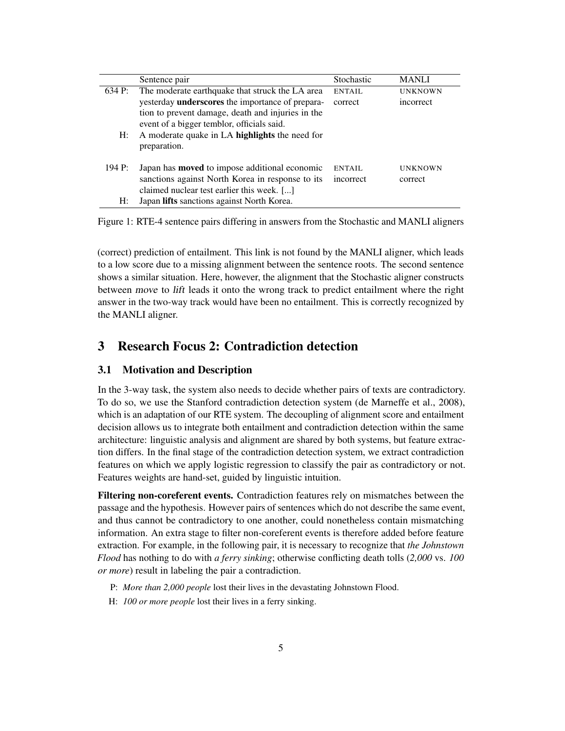| | Sentence pair | Stochastic | MANLI |
|---|---|---|---|
| 634 P: | The moderate earthquake that struck the LA area yesterday **underscores** the importance of preparation to prevent damage, death and injuries in the event of a bigger temblor, officials said. | ENTAIL correct | UNKNOWN incorrect |
| H: | A moderate quake in LA **highlights** the need for preparation. | | |
| 194 P: | Japan has **moved** to impose additional economic sanctions against North Korea in response to its claimed nuclear test earlier this week. [...] | ENTAIL incorrect | UNKNOWN correct |
| H: | Japan **lifts** sanctions against North Korea. | | |

Figure 1: RTE-4 sentence pairs differing in answers from the Stochastic and MANLI aligners

(correct) prediction of entailment. This link is not found by the MANLI aligner, which leads to a low score due to a missing alignment between the sentence roots. The second sentence shows a similar situation. Here, however, the alignment that the Stochastic aligner constructs between *move* to *lift* leads it onto the wrong track to predict entailment where the right answer in the two-way track would have been no entailment. This is correctly recognized by the MANLI aligner.

## 3 Research Focus 2: Contradiction detection

### 3.1 Motivation and Description

In the 3-way task, the system also needs to decide whether pairs of texts are contradictory. To do so, we use the Stanford contradiction detection system (de Marneffe et al., 2008), which is an adaptation of our RTE system. The decoupling of alignment score and entailment decision allows us to integrate both entailment and contradiction detection within the same architecture: linguistic analysis and alignment are shared by both systems, but feature extraction differs. In the final stage of the contradiction detection system, we extract contradiction features on which we apply logistic regression to classify the pair as contradictory or not. Features weights are hand-set, guided by linguistic intuition.

**Filtering non-coreferent events.** Contradiction features rely on mismatches between the passage and the hypothesis. However pairs of sentences which do not describe the same event, and thus cannot be contradictory to one another, could nonetheless contain mismatching information. An extra stage to filter non-coreferent events is therefore added before feature extraction. For example, in the following pair, it is necessary to recognize that *the Johnstown Flood* has nothing to do with *a ferry sinking*; otherwise conflicting death tolls (*2,000* vs. *100 or more*) result in labeling the pair a contradiction.

P: *More than 2,000 people* lost their lives in the devastating Johnstown Flood.

H: *100 or more people* lost their lives in a ferry sinking.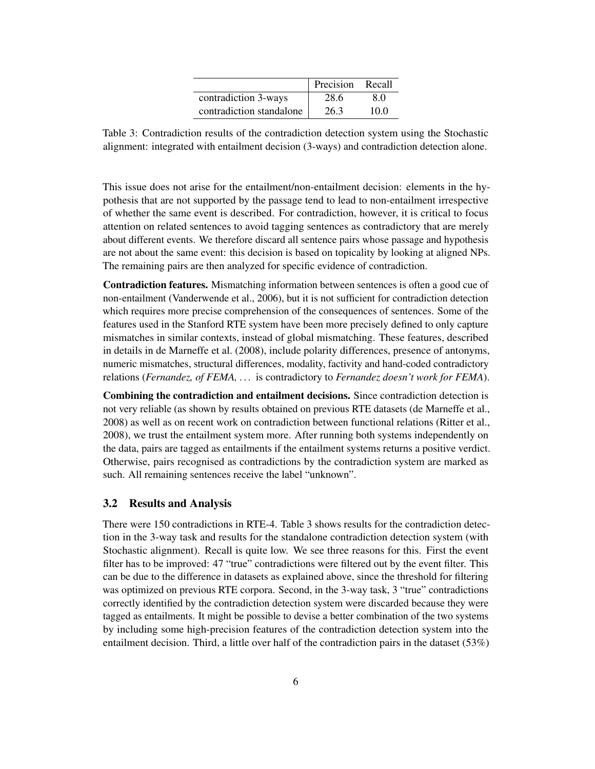|  | Precision | Recall |
| --- | --- | --- |
| contradiction 3-ways | 28.6 | 8.0 |
| contradiction standalone | 26.3 | 10.0 |

Table 3: Contradiction results of the contradiction detection system using the Stochastic alignment: integrated with entailment decision (3-ways) and contradiction detection alone.

This issue does not arise for the entailment/non-entailment decision: elements in the hypothesis that are not supported by the passage tend to lead to non-entailment irrespective of whether the same event is described. For contradiction, however, it is critical to focus attention on related sentences to avoid tagging sentences as contradictory that are merely about different events. We therefore discard all sentence pairs whose passage and hypothesis are not about the same event: this decision is based on topicality by looking at aligned NPs. The remaining pairs are then analyzed for specific evidence of contradiction.

**Contradiction features.** Mismatching information between sentences is often a good cue of non-entailment (Vanderwende et al., 2006), but it is not sufficient for contradiction detection which requires more precise comprehension of the consequences of sentences. Some of the features used in the Stanford RTE system have been more precisely defined to only capture mismatches in similar contexts, instead of global mismatching. These features, described in details in de Marneffe et al. (2008), include polarity differences, presence of antonyms, numeric mismatches, structural differences, modality, factivity and hand-coded contradictory relations (*Fernandez, of FEMA, ...* is contradictory to *Fernandez doesn't work for FEMA*).

**Combining the contradiction and entailment decisions.** Since contradiction detection is not very reliable (as shown by results obtained on previous RTE datasets (de Marneffe et al., 2008) as well as on recent work on contradiction between functional relations (Ritter et al., 2008), we trust the entailment system more. After running both systems independently on the data, pairs are tagged as entailments if the entailment systems returns a positive verdict. Otherwise, pairs recognised as contradictions by the contradiction system are marked as such. All remaining sentences receive the label "unknown".

### 3.2 Results and Analysis

There were 150 contradictions in RTE-4. Table 3 shows results for the contradiction detection in the 3-way task and results for the standalone contradiction detection system (with Stochastic alignment). Recall is quite low. We see three reasons for this. First the event filter has to be improved: 47 "true" contradictions were filtered out by the event filter. This can be due to the difference in datasets as explained above, since the threshold for filtering was optimized on previous RTE corpora. Second, in the 3-way task, 3 "true" contradictions correctly identified by the contradiction detection system were discarded because they were tagged as entailments. It might be possible to devise a better combination of the two systems by including some high-precision features of the contradiction detection system into the entailment decision. Third, a little over half of the contradiction pairs in the dataset (53%)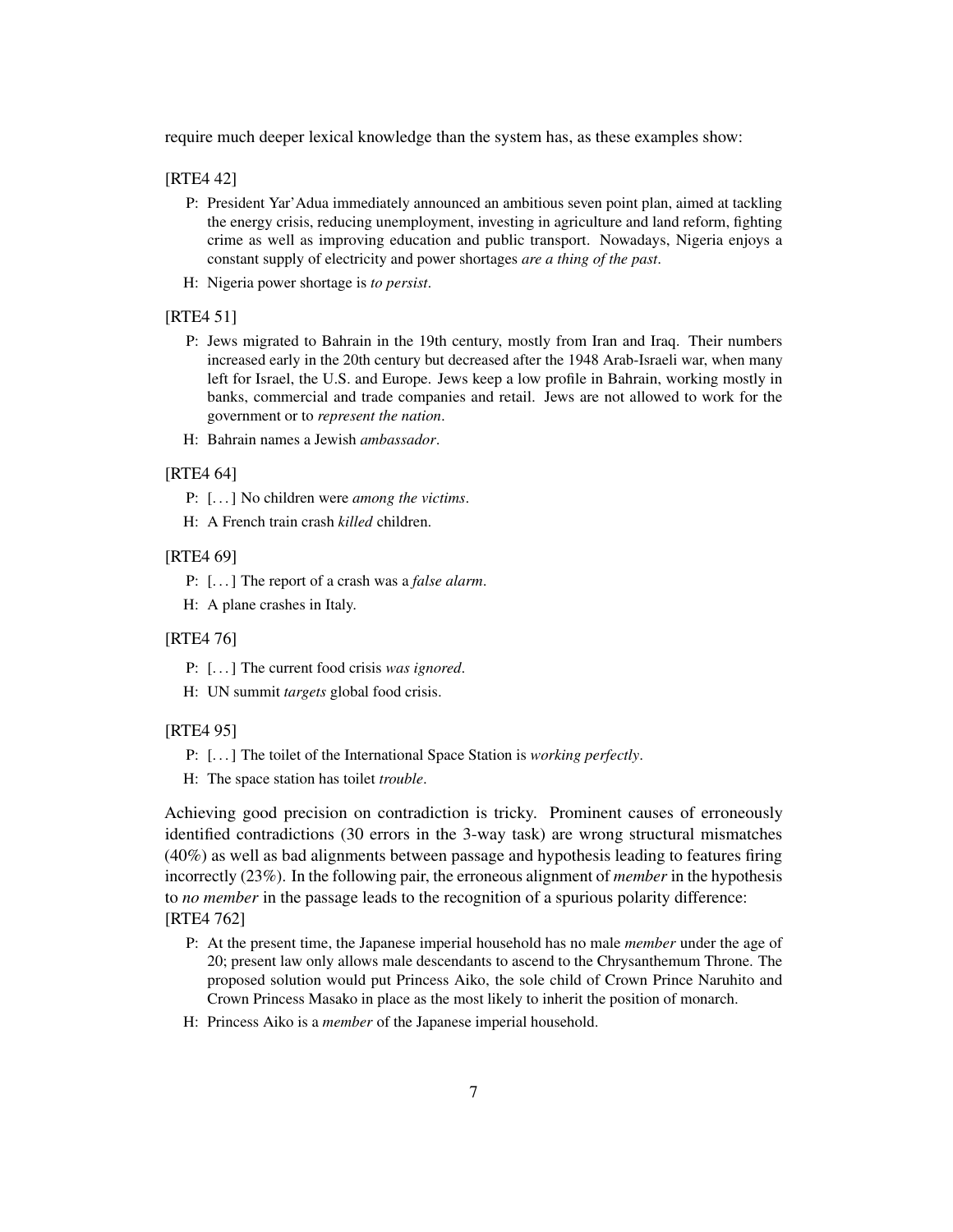require much deeper lexical knowledge than the system has, as these examples show:

[RTE4 42]

P: President Yar'Adua immediately announced an ambitious seven point plan, aimed at tackling the energy crisis, reducing unemployment, investing in agriculture and land reform, fighting crime as well as improving education and public transport. Nowadays, Nigeria enjoys a constant supply of electricity and power shortages *are a thing of the past*.

H: Nigeria power shortage is *to persist*.

[RTE4 51]

P: Jews migrated to Bahrain in the 19th century, mostly from Iran and Iraq. Their numbers increased early in the 20th century but decreased after the 1948 Arab-Israeli war, when many left for Israel, the U.S. and Europe. Jews keep a low profile in Bahrain, working mostly in banks, commercial and trade companies and retail. Jews are not allowed to work for the government or to *represent the nation*.

H: Bahrain names a Jewish *ambassador*.

[RTE4 64]

P: [. . . ] No children were *among the victims*.

H: A French train crash *killed* children.

[RTE4 69]

P: [. . . ] The report of a crash was a *false alarm*.

H: A plane crashes in Italy.

[RTE4 76]

P: [. . . ] The current food crisis *was ignored*.

H: UN summit *targets* global food crisis.

[RTE4 95]

P: [. . . ] The toilet of the International Space Station is *working perfectly*.

H: The space station has toilet *trouble*.

Achieving good precision on contradiction is tricky. Prominent causes of erroneously identified contradictions (30 errors in the 3-way task) are wrong structural mismatches (40%) as well as bad alignments between passage and hypothesis leading to features firing incorrectly (23%). In the following pair, the erroneous alignment of *member* in the hypothesis to *no member* in the passage leads to the recognition of a spurious polarity difference:
[RTE4 762]

P: At the present time, the Japanese imperial household has no male *member* under the age of 20; present law only allows male descendants to ascend to the Chrysanthemum Throne. The proposed solution would put Princess Aiko, the sole child of Crown Prince Naruhito and Crown Princess Masako in place as the most likely to inherit the position of monarch.

H: Princess Aiko is a *member* of the Japanese imperial household.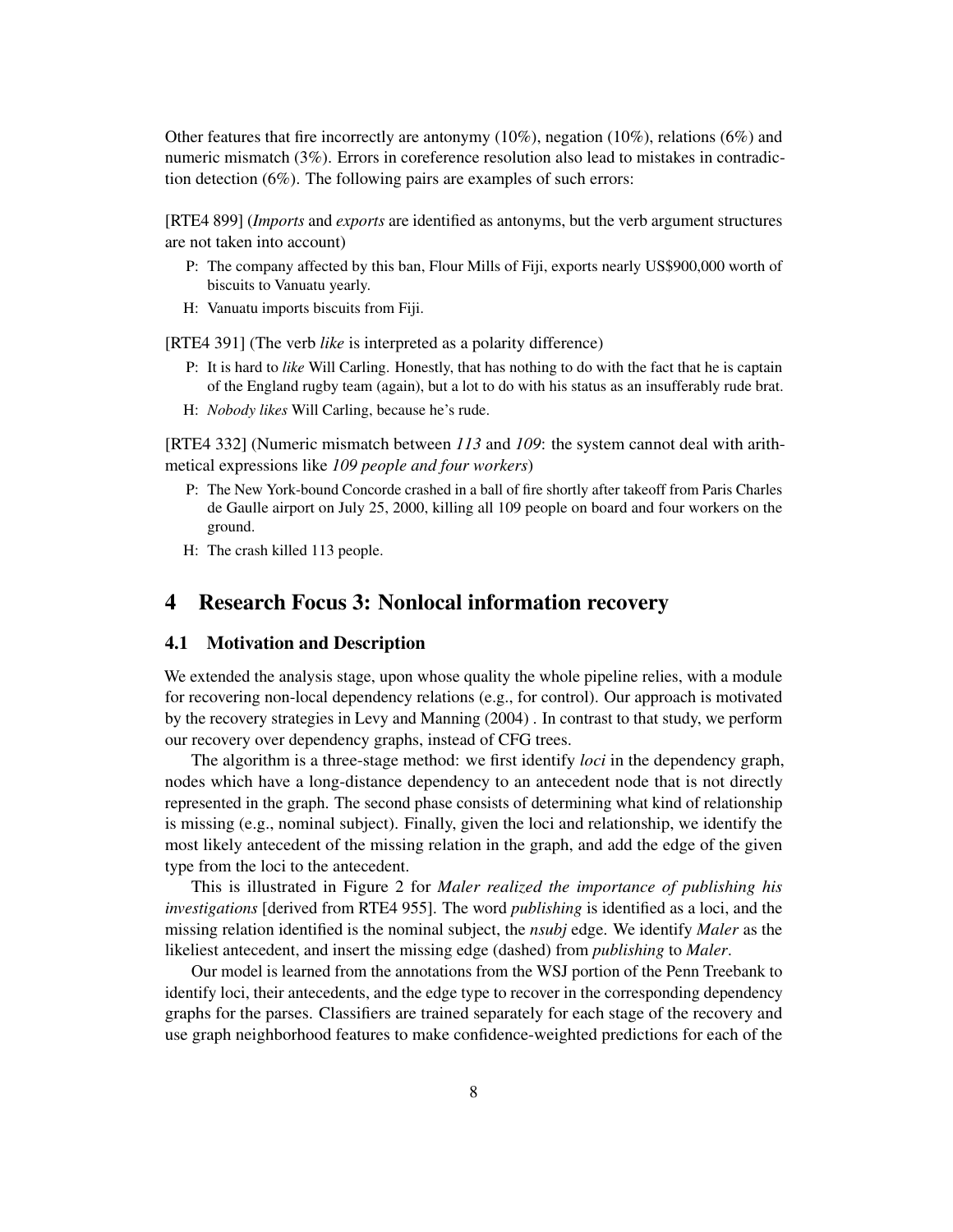Other features that fire incorrectly are antonymy (10%), negation (10%), relations (6%) and numeric mismatch (3%). Errors in coreference resolution also lead to mistakes in contradiction detection (6%). The following pairs are examples of such errors:

[RTE4 899] (*Imports* and *exports* are identified as antonyms, but the verb argument structures are not taken into account)

- P: The company affected by this ban, Flour Mills of Fiji, exports nearly US$900,000 worth of biscuits to Vanuatu yearly.
- H: Vanuatu imports biscuits from Fiji.

[RTE4 391] (The verb *like* is interpreted as a polarity difference)

- P: It is hard to *like* Will Carling. Honestly, that has nothing to do with the fact that he is captain of the England rugby team (again), but a lot to do with his status as an insufferably rude brat.
- H: *Nobody likes* Will Carling, because he's rude.

[RTE4 332] (Numeric mismatch between *113* and *109*: the system cannot deal with arithmetical expressions like *109 people and four workers*)

- P: The New York-bound Concorde crashed in a ball of fire shortly after takeoff from Paris Charles de Gaulle airport on July 25, 2000, killing all 109 people on board and four workers on the ground.
- H: The crash killed 113 people.

## 4 Research Focus 3: Nonlocal information recovery

### 4.1 Motivation and Description

We extended the analysis stage, upon whose quality the whole pipeline relies, with a module for recovering non-local dependency relations (e.g., for control). Our approach is motivated by the recovery strategies in Levy and Manning (2004) . In contrast to that study, we perform our recovery over dependency graphs, instead of CFG trees.

The algorithm is a three-stage method: we first identify *loci* in the dependency graph, nodes which have a long-distance dependency to an antecedent node that is not directly represented in the graph. The second phase consists of determining what kind of relationship is missing (e.g., nominal subject). Finally, given the loci and relationship, we identify the most likely antecedent of the missing relation in the graph, and add the edge of the given type from the loci to the antecedent.

This is illustrated in Figure 2 for *Maler realized the importance of publishing his investigations* [derived from RTE4 955]. The word *publishing* is identified as a loci, and the missing relation identified is the nominal subject, the *nsubj* edge. We identify *Maler* as the likeliest antecedent, and insert the missing edge (dashed) from *publishing* to *Maler*.

Our model is learned from the annotations from the WSJ portion of the Penn Treebank to identify loci, their antecedents, and the edge type to recover in the corresponding dependency graphs for the parses. Classifiers are trained separately for each stage of the recovery and use graph neighborhood features to make confidence-weighted predictions for each of the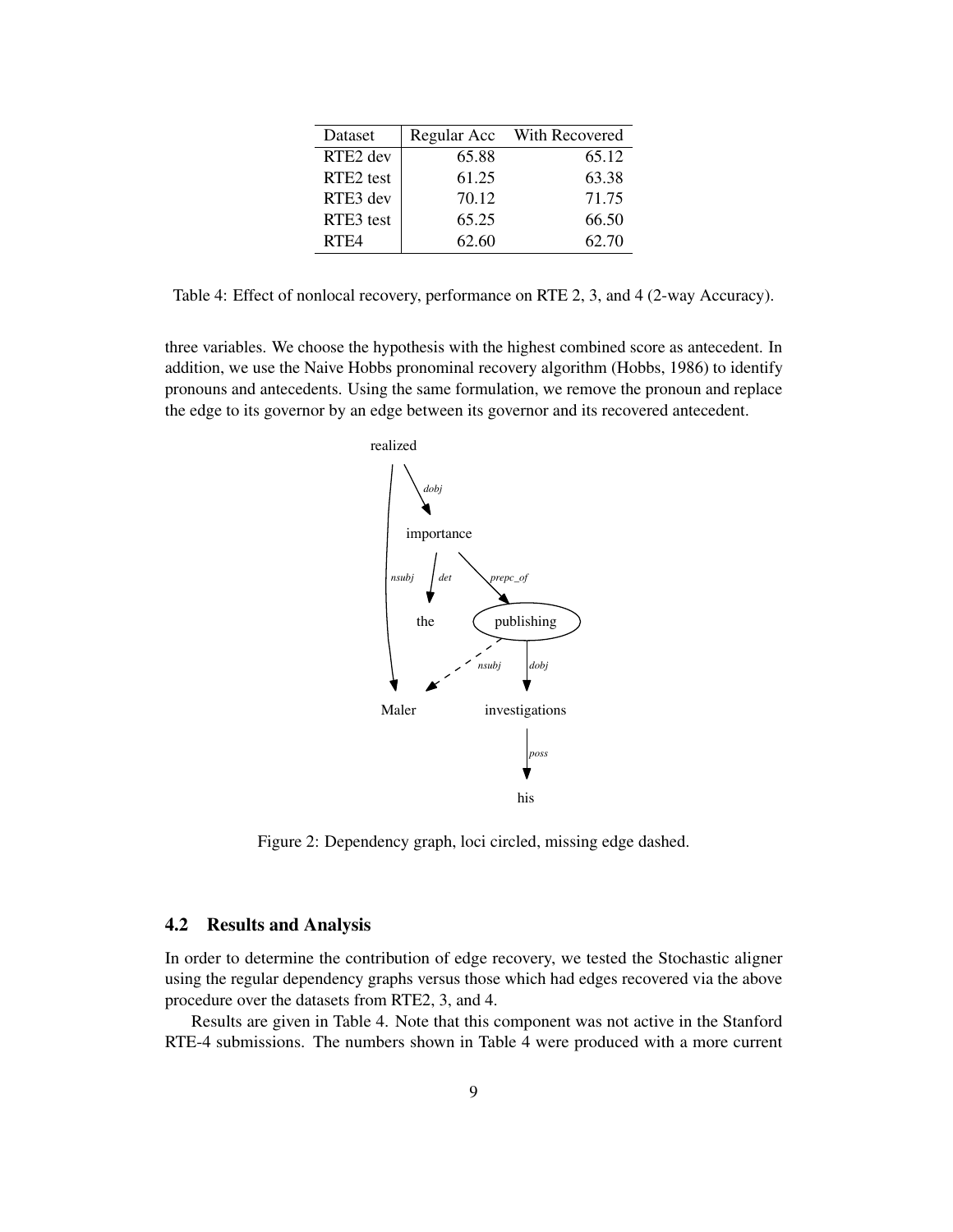| Dataset | Regular Acc | With Recovered |
|---|---|---|
| RTE2 dev | 65.88 | 65.12 |
| RTE2 test | 61.25 | 63.38 |
| RTE3 dev | 70.12 | 71.75 |
| RTE3 test | 65.25 | 66.50 |
| RTE4 | 62.60 | 62.70 |

Table 4: Effect of nonlocal recovery, performance on RTE 2, 3, and 4 (2-way Accuracy).

three variables. We choose the hypothesis with the highest combined score as antecedent. In addition, we use the Naive Hobbs pronominal recovery algorithm (Hobbs, 1986) to identify pronouns and antecedents. Using the same formulation, we remove the pronoun and replace the edge to its governor by an edge between its governor and its recovered antecedent.

Figure 2: Dependency graph, loci circled, missing edge dashed.

## 4.2 Results and Analysis

In order to determine the contribution of edge recovery, we tested the Stochastic aligner using the regular dependency graphs versus those which had edges recovered via the above procedure over the datasets from RTE2, 3, and 4.

Results are given in Table 4. Note that this component was not active in the Stanford RTE-4 submissions. The numbers shown in Table 4 were produced with a more current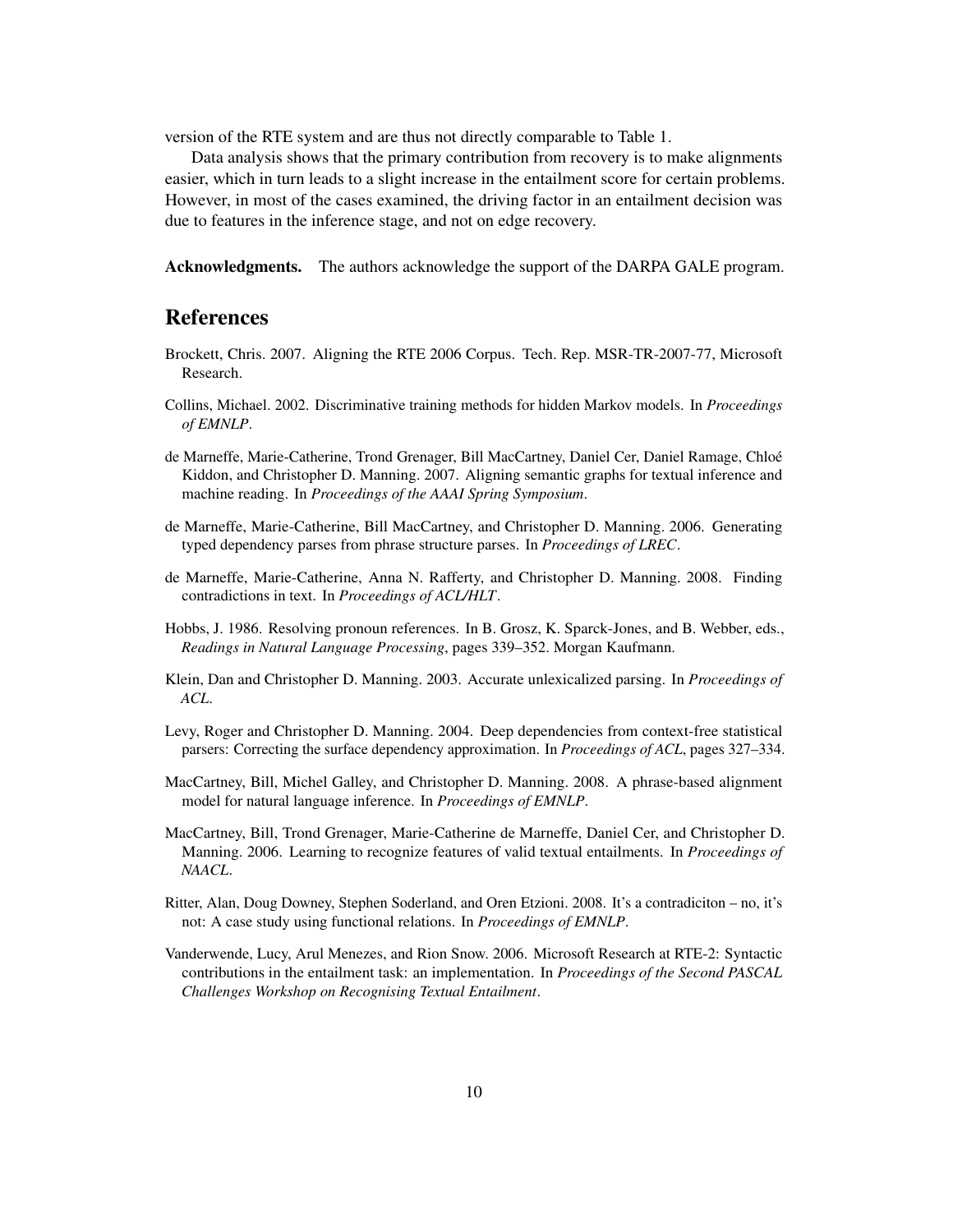version of the RTE system and are thus not directly comparable to Table 1.

Data analysis shows that the primary contribution from recovery is to make alignments easier, which in turn leads to a slight increase in the entailment score for certain problems. However, in most of the cases examined, the driving factor in an entailment decision was due to features in the inference stage, and not on edge recovery.

**Acknowledgments.** The authors acknowledge the support of the DARPA GALE program.

## References

Brockett, Chris. 2007. Aligning the RTE 2006 Corpus. Tech. Rep. MSR-TR-2007-77, Microsoft Research.

Collins, Michael. 2002. Discriminative training methods for hidden Markov models. In *Proceedings of EMNLP*.

de Marneffe, Marie-Catherine, Trond Grenager, Bill MacCartney, Daniel Cer, Daniel Ramage, Chloé Kiddon, and Christopher D. Manning. 2007. Aligning semantic graphs for textual inference and machine reading. In *Proceedings of the AAAI Spring Symposium*.

de Marneffe, Marie-Catherine, Bill MacCartney, and Christopher D. Manning. 2006. Generating typed dependency parses from phrase structure parses. In *Proceedings of LREC*.

de Marneffe, Marie-Catherine, Anna N. Rafferty, and Christopher D. Manning. 2008. Finding contradictions in text. In *Proceedings of ACL/HLT*.

Hobbs, J. 1986. Resolving pronoun references. In B. Grosz, K. Sparck-Jones, and B. Webber, eds., *Readings in Natural Language Processing*, pages 339–352. Morgan Kaufmann.

Klein, Dan and Christopher D. Manning. 2003. Accurate unlexicalized parsing. In *Proceedings of ACL*.

Levy, Roger and Christopher D. Manning. 2004. Deep dependencies from context-free statistical parsers: Correcting the surface dependency approximation. In *Proceedings of ACL*, pages 327–334.

MacCartney, Bill, Michel Galley, and Christopher D. Manning. 2008. A phrase-based alignment model for natural language inference. In *Proceedings of EMNLP*.

MacCartney, Bill, Trond Grenager, Marie-Catherine de Marneffe, Daniel Cer, and Christopher D. Manning. 2006. Learning to recognize features of valid textual entailments. In *Proceedings of NAACL*.

Ritter, Alan, Doug Downey, Stephen Soderland, and Oren Etzioni. 2008. It's a contradiciton – no, it's not: A case study using functional relations. In *Proceedings of EMNLP*.

Vanderwende, Lucy, Arul Menezes, and Rion Snow. 2006. Microsoft Research at RTE-2: Syntactic contributions in the entailment task: an implementation. In *Proceedings of the Second PASCAL Challenges Workshop on Recognising Textual Entailment*.